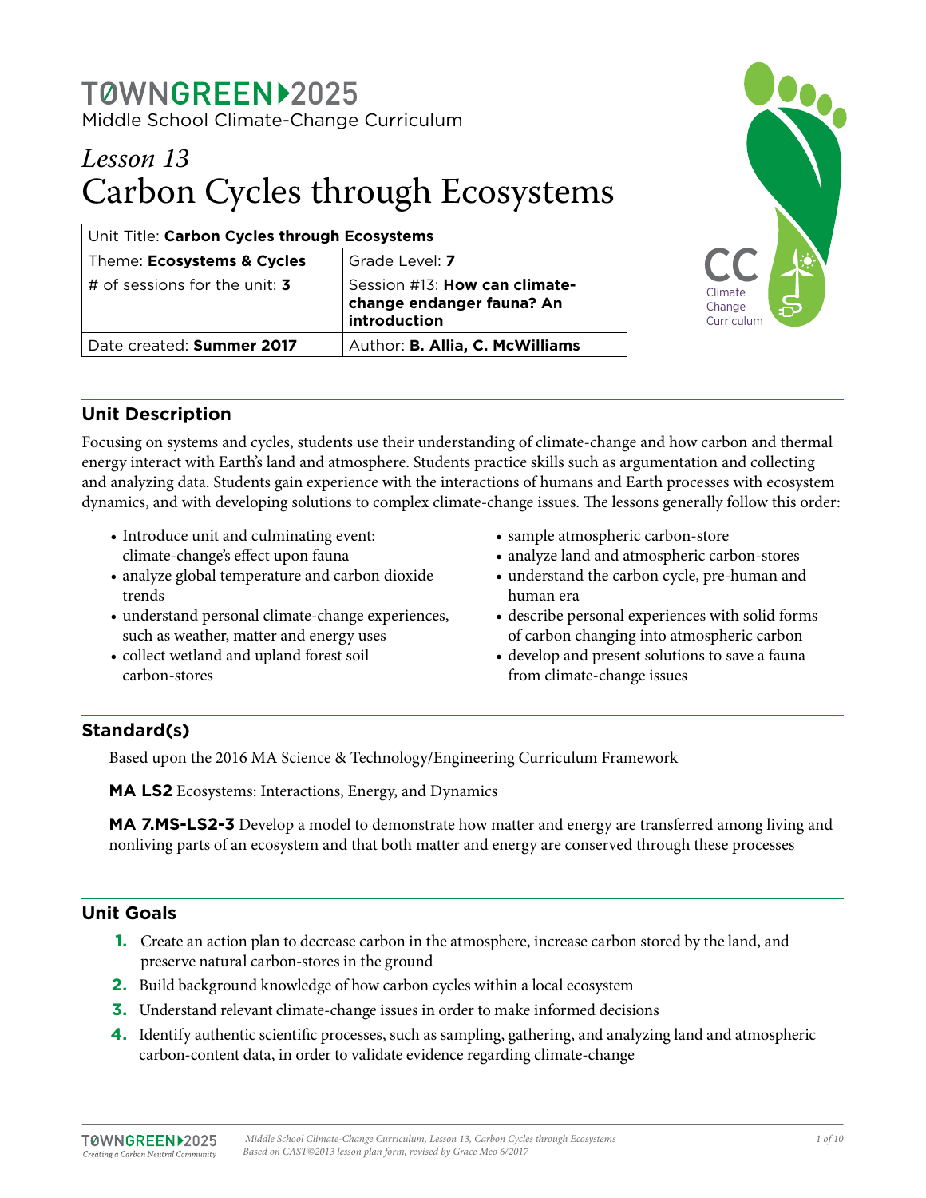# TØWNGREEN▶2025

Middle School Climate-Change Curriculum

## *Lesson 13*
# Carbon Cycles through Ecosystems

| | |
|---|---|
| Unit Title: **Carbon Cycles through Ecosystems** | |
| Theme: **Ecosystems & Cycles** | Grade Level: **7** |
| # of sessions for the unit: **3** | Session #13: **How can climate-change endanger fauna? An introduction** |
| Date created: **Summer 2017** | Author: **B. Allia, C. McWilliams** |

CC
Climate
Change
Curriculum

## Unit Description

Focusing on systems and cycles, students use their understanding of climate-change and how carbon and thermal energy interact with Earth's land and atmosphere. Students practice skills such as argumentation and collecting and analyzing data. Students gain experience with the interactions of humans and Earth processes with ecosystem dynamics, and with developing solutions to complex climate-change issues. The lessons generally follow this order:

- Introduce unit and culminating event: climate-change's effect upon fauna
- analyze global temperature and carbon dioxide trends
- understand personal climate-change experiences, such as weather, matter and energy uses
- collect wetland and upland forest soil carbon-stores
- sample atmospheric carbon-store
- analyze land and atmospheric carbon-stores
- understand the carbon cycle, pre-human and human era
- describe personal experiences with solid forms of carbon changing into atmospheric carbon
- develop and present solutions to save a fauna from climate-change issues

## Standard(s)

Based upon the 2016 MA Science & Technology/Engineering Curriculum Framework

**MA LS2** Ecosystems: Interactions, Energy, and Dynamics

**MA 7.MS-LS2-3** Develop a model to demonstrate how matter and energy are transferred among living and nonliving parts of an ecosystem and that both matter and energy are conserved through these processes

## Unit Goals

1. Create an action plan to decrease carbon in the atmosphere, increase carbon stored by the land, and preserve natural carbon-stores in the ground
2. Build background knowledge of how carbon cycles within a local ecosystem
3. Understand relevant climate-change issues in order to make informed decisions
4. Identify authentic scientific processes, such as sampling, gathering, and analyzing land and atmospheric carbon-content data, in order to validate evidence regarding climate-change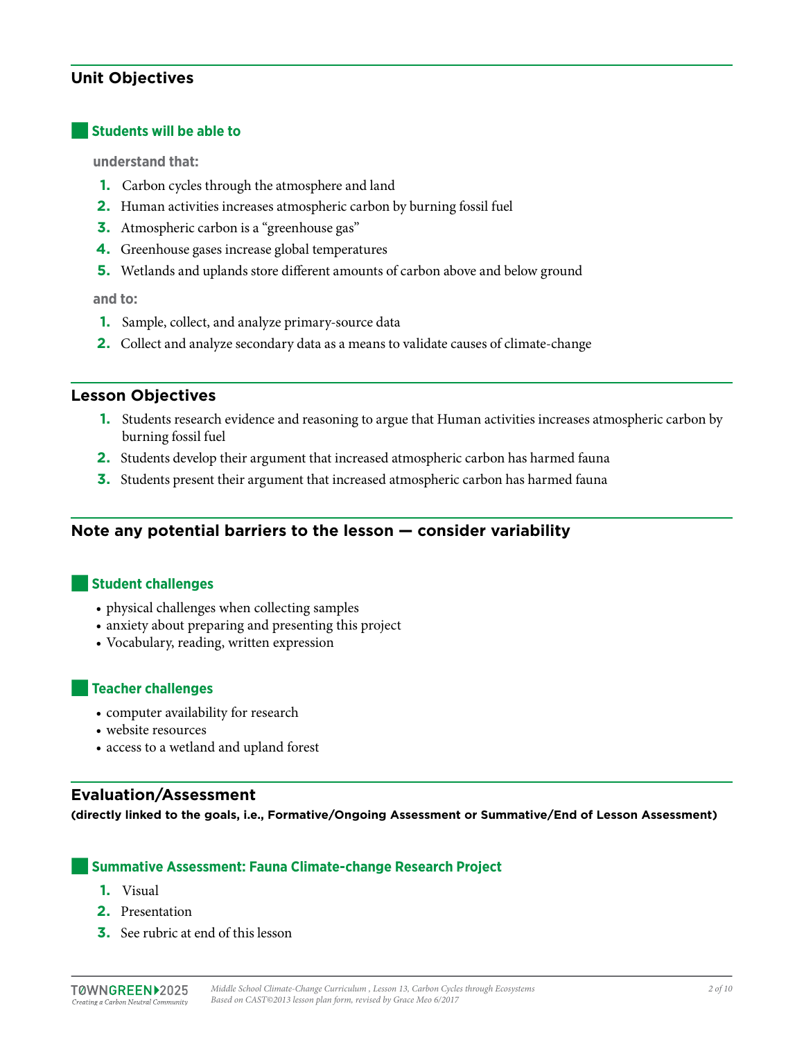## Unit Objectives

### Students will be able to

**understand that:**

1. Carbon cycles through the atmosphere and land
2. Human activities increases atmospheric carbon by burning fossil fuel
3. Atmospheric carbon is a "greenhouse gas"
4. Greenhouse gases increase global temperatures
5. Wetlands and uplands store different amounts of carbon above and below ground

**and to:**

1. Sample, collect, and analyze primary-source data
2. Collect and analyze secondary data as a means to validate causes of climate-change

## Lesson Objectives

1. Students research evidence and reasoning to argue that Human activities increases atmospheric carbon by burning fossil fuel
2. Students develop their argument that increased atmospheric carbon has harmed fauna
3. Students present their argument that increased atmospheric carbon has harmed fauna

## Note any potential barriers to the lesson — consider variability

### Student challenges

- physical challenges when collecting samples
- anxiety about preparing and presenting this project
- Vocabulary, reading, written expression

### Teacher challenges

- computer availability for research
- website resources
- access to a wetland and upland forest

## Evaluation/Assessment

**(directly linked to the goals, i.e., Formative/Ongoing Assessment or Summative/End of Lesson Assessment)**

### Summative Assessment: Fauna Climate-change Research Project

1. Visual
2. Presentation
3. See rubric at end of this lesson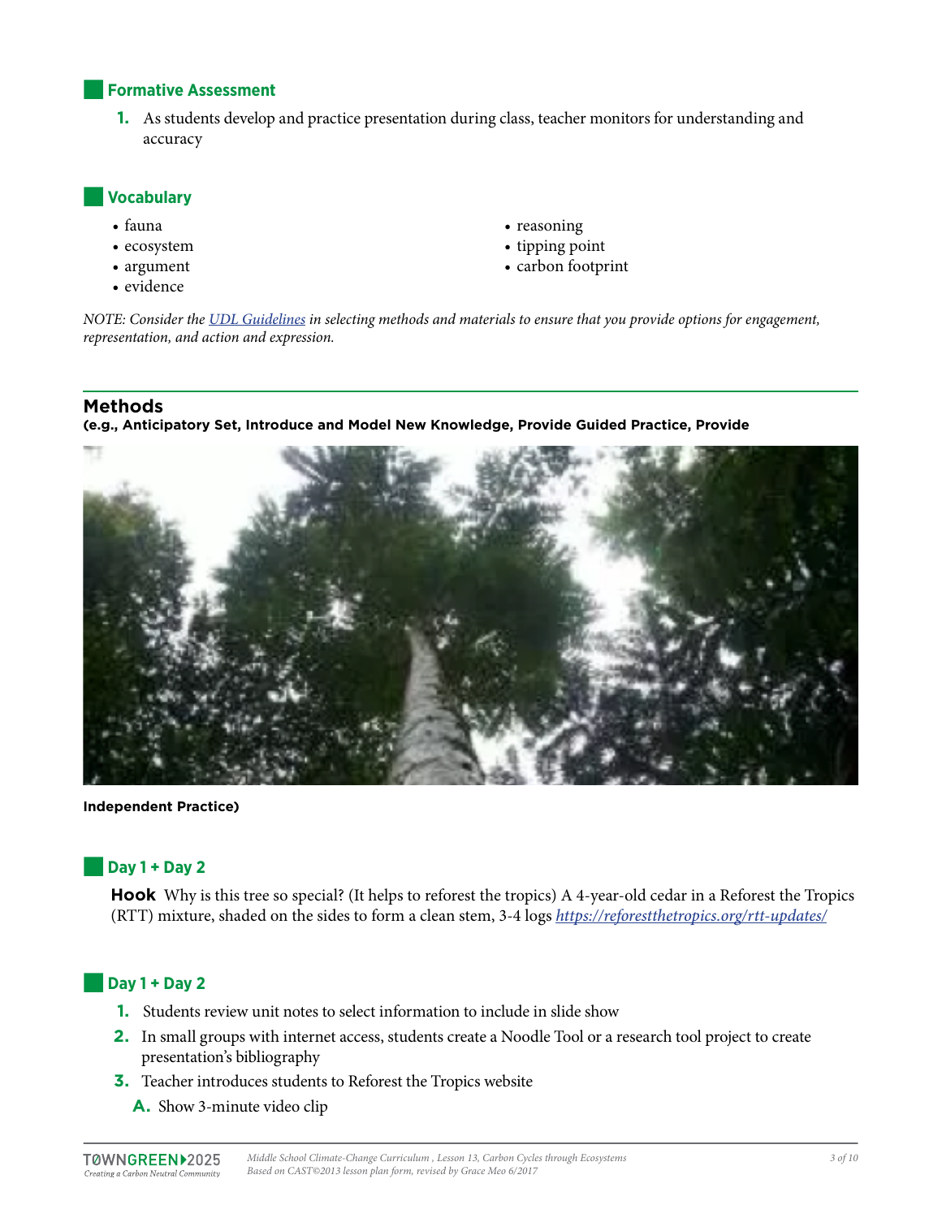## Formative Assessment

1. As students develop and practice presentation during class, teacher monitors for understanding and accuracy

## Vocabulary

- fauna
- ecosystem
- argument
- evidence
- reasoning
- tipping point
- carbon footprint

*NOTE: Consider the [UDL Guidelines](#) in selecting methods and materials to ensure that you provide options for engagement, representation, and action and expression.*

# Methods

**(e.g., Anticipatory Set, Introduce and Model New Knowledge, Provide Guided Practice, Provide Independent Practice)**

## Day 1 + Day 2

**Hook** Why is this tree so special? (It helps to reforest the tropics) A 4-year-old cedar in a Reforest the Tropics (RTT) mixture, shaded on the sides to form a clean stem, 3-4 logs *https://reforestthetropics.org/rtt-updates/*

## Day 1 + Day 2

1. Students review unit notes to select information to include in slide show
2. In small groups with internet access, students create a Noodle Tool or a research tool project to create presentation's bibliography
3. Teacher introduces students to Reforest the Tropics website
   A. Show 3-minute video clip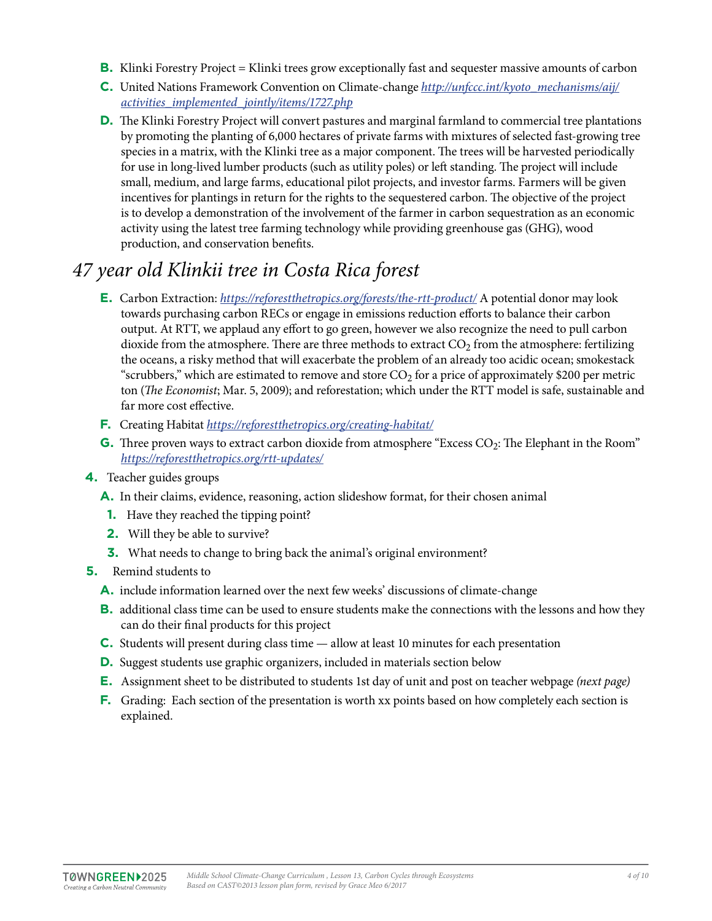B. Klinki Forestry Project = Klinki trees grow exceptionally fast and sequester massive amounts of carbon

C. United Nations Framework Convention on Climate-change *http://unfccc.int/kyoto_mechanisms/aij/activities_implemented_jointly/items/1727.php*

D. The Klinki Forestry Project will convert pastures and marginal farmland to commercial tree plantations by promoting the planting of 6,000 hectares of private farms with mixtures of selected fast-growing tree species in a matrix, with the Klinki tree as a major component. The trees will be harvested periodically for use in long-lived lumber products (such as utility poles) or left standing. The project will include small, medium, and large farms, educational pilot projects, and investor farms. Farmers will be given incentives for plantings in return for the rights to the sequestered carbon. The objective of the project is to develop a demonstration of the involvement of the farmer in carbon sequestration as an economic activity using the latest tree farming technology while providing greenhouse gas (GHG), wood production, and conservation benefits.

## *47 year old Klinkii tree in Costa Rica forest*

E. Carbon Extraction: *https://reforestthetropics.org/forests/the-rtt-product/* A potential donor may look towards purchasing carbon RECs or engage in emissions reduction efforts to balance their carbon output. At RTT, we applaud any effort to go green, however we also recognize the need to pull carbon dioxide from the atmosphere. There are three methods to extract $CO_2$ from the atmosphere: fertilizing the oceans, a risky method that will exacerbate the problem of an already too acidic ocean; smokestack "scrubbers," which are estimated to remove and store $CO_2$ for a price of approximately $200 per metric ton (*The Economist*; Mar. 5, 2009); and reforestation; which under the RTT model is safe, sustainable and far more cost effective.

F. Creating Habitat *https://reforestthetropics.org/creating-habitat/*

G. Three proven ways to extract carbon dioxide from atmosphere "Excess $CO_2$: The Elephant in the Room" *https://reforestthetropics.org/rtt-updates/*

4. Teacher guides groups
   - A. In their claims, evidence, reasoning, action slideshow format, for their chosen animal
     1. Have they reached the tipping point?
     2. Will they be able to survive?
     3. What needs to change to bring back the animal's original environment?

5. Remind students to
   - A. include information learned over the next few weeks' discussions of climate-change
   - B. additional class time can be used to ensure students make the connections with the lessons and how they can do their final products for this project
   - C. Students will present during class time — allow at least 10 minutes for each presentation
   - D. Suggest students use graphic organizers, included in materials section below
   - E. Assignment sheet to be distributed to students 1st day of unit and post on teacher webpage *(next page)*
   - F. Grading: Each section of the presentation is worth xx points based on how completely each section is explained.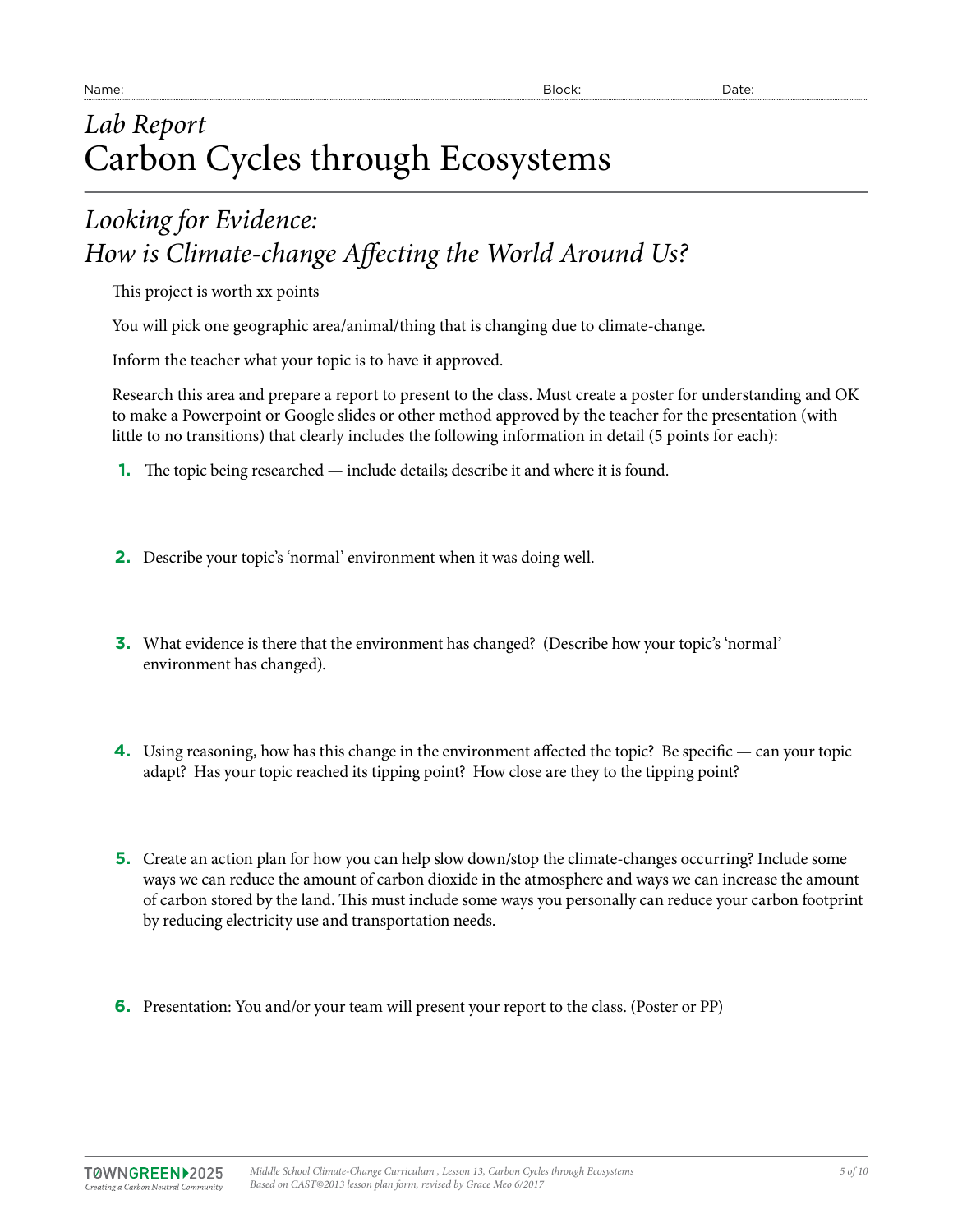Name: Block: Date:

*Lab Report*

# Carbon Cycles through Ecosystems

## *Looking for Evidence: How is Climate-change Affecting the World Around Us?*

This project is worth xx points

You will pick one geographic area/animal/thing that is changing due to climate-change.

Inform the teacher what your topic is to have it approved.

Research this area and prepare a report to present to the class. Must create a poster for understanding and OK to make a Powerpoint or Google slides or other method approved by the teacher for the presentation (with little to no transitions) that clearly includes the following information in detail (5 points for each):

1. The topic being researched — include details; describe it and where it is found.

2. Describe your topic's 'normal' environment when it was doing well.

3. What evidence is there that the environment has changed? (Describe how your topic's 'normal' environment has changed).

4. Using reasoning, how has this change in the environment affected the topic? Be specific — can your topic adapt? Has your topic reached its tipping point? How close are they to the tipping point?

5. Create an action plan for how you can help slow down/stop the climate-changes occurring? Include some ways we can reduce the amount of carbon dioxide in the atmosphere and ways we can increase the amount of carbon stored by the land. This must include some ways you personally can reduce your carbon footprint by reducing electricity use and transportation needs.

6. Presentation: You and/or your team will present your report to the class. (Poster or PP)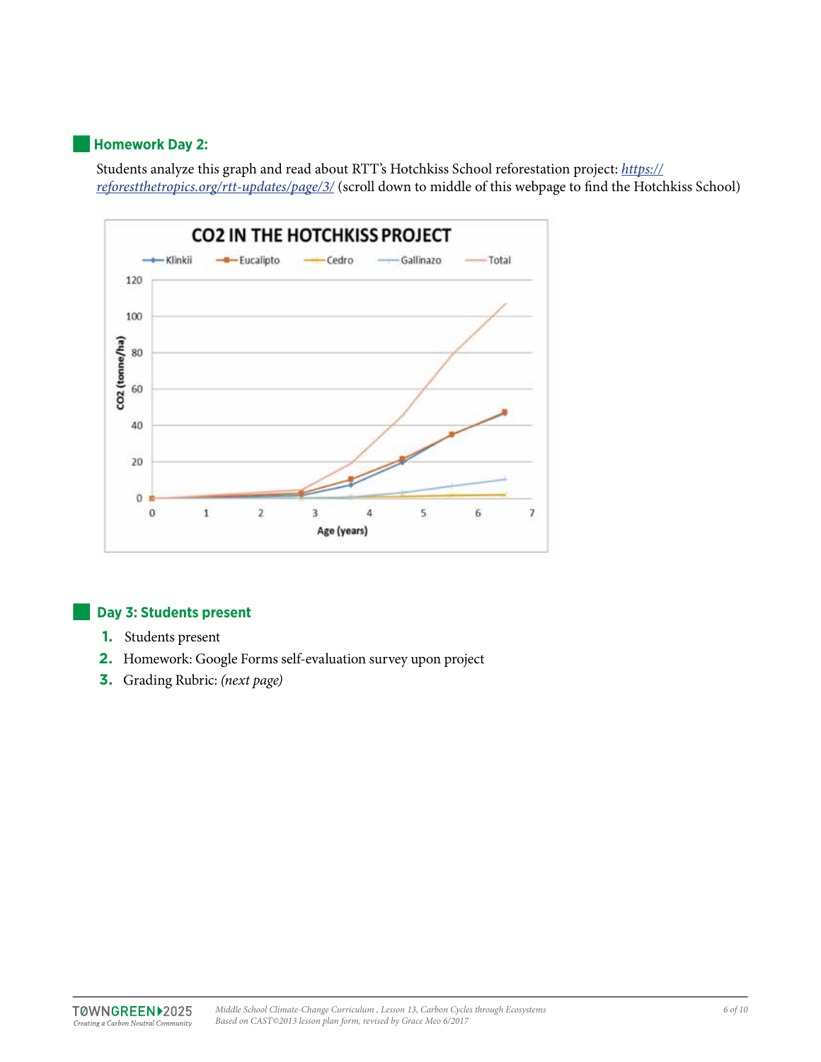## Homework Day 2:

Students analyze this graph and read about RTT's Hotchkiss School reforestation project: [https://reforestthetropics.org/rtt-updates/page/3/](https://reforestthetropics.org/rtt-updates/page/3/) (scroll down to middle of this webpage to find the Hotchkiss School)

CO2 IN THE HOTCHKISS PROJECT

Klinkii, Eucalipto, Cedro, Gallinazo, Total

CO2 (tonne/ha)

120
100
80
60
40
20
0

0 1 2 3 4 5 6 7

Age (years)

## Day 3: Students present

1. Students present
2. Homework: Google Forms self-evaluation survey upon project
3. Grading Rubric: *(next page)*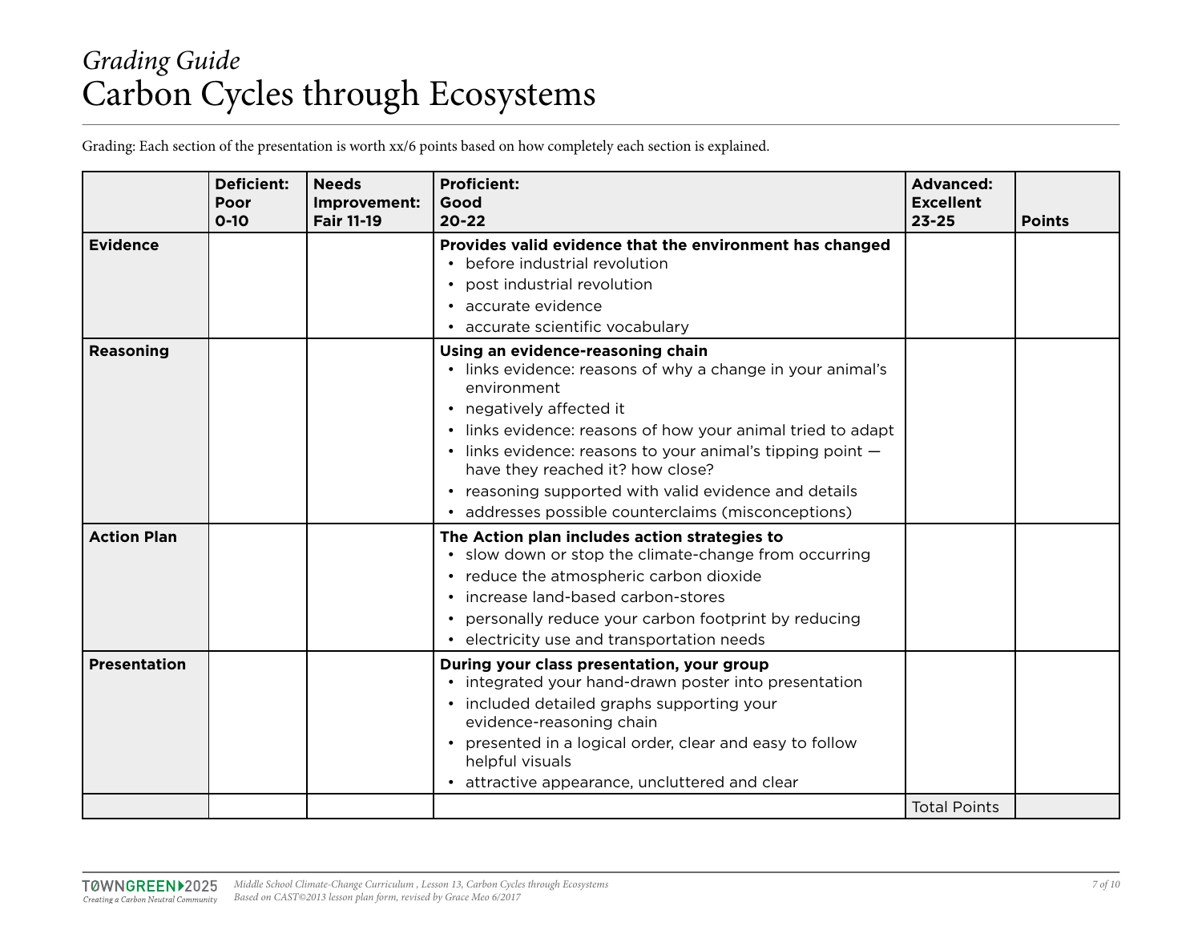*Grading Guide*

# Carbon Cycles through Ecosystems

Grading: Each section of the presentation is worth xx/6 points based on how completely each section is explained.

| | Deficient: Poor 0-10 | Needs Improvement: Fair 11-19 | Proficient: Good 20-22 | Advanced: Excellent 23-25 | Points |
|---|---|---|---|---|---|
| **Evidence** | | | **Provides valid evidence that the environment has changed** <br>• before industrial revolution <br>• post industrial revolution <br>• accurate evidence <br>• accurate scientific vocabulary | | |
| **Reasoning** | | | **Using an evidence-reasoning chain** <br>• links evidence: reasons of why a change in your animal's environment <br>• negatively affected it <br>• links evidence: reasons of how your animal tried to adapt <br>• links evidence: reasons to your animal's tipping point — have they reached it? how close? <br>• reasoning supported with valid evidence and details <br>• addresses possible counterclaims (misconceptions) | | |
| **Action Plan** | | | **The Action plan includes action strategies to** <br>• slow down or stop the climate-change from occurring <br>• reduce the atmospheric carbon dioxide <br>• increase land-based carbon-stores <br>• personally reduce your carbon footprint by reducing <br>• electricity use and transportation needs | | |
| **Presentation** | | | **During your class presentation, your group** <br>• integrated your hand-drawn poster into presentation <br>• included detailed graphs supporting your evidence-reasoning chain <br>• presented in a logical order, clear and easy to follow helpful visuals <br>• attractive appearance, uncluttered and clear | | |
| | | | | Total Points | |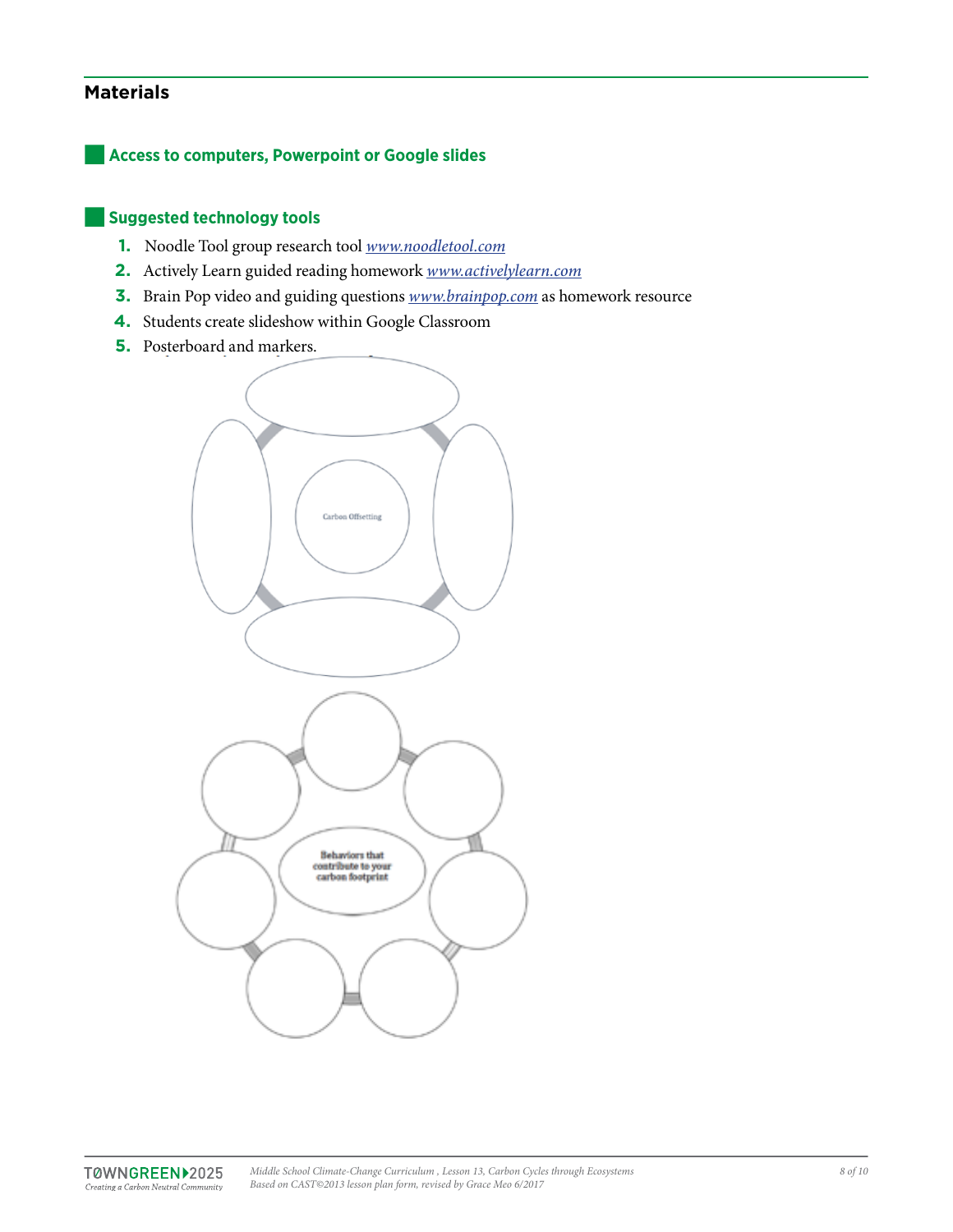## Materials

### Access to computers, Powerpoint or Google slides

### Suggested technology tools

1. Noodle Tool group research tool [www.noodletool.com](www.noodletool.com)
2. Actively Learn guided reading homework [www.activelylearn.com](www.activelylearn.com)
3. Brain Pop video and guiding questions [www.brainpop.com](www.brainpop.com) as homework resource
4. Students create slideshow within Google Classroom
5. Posterboard and markers.

Carbon Offsetting

Behaviors that contribute to your carbon footprint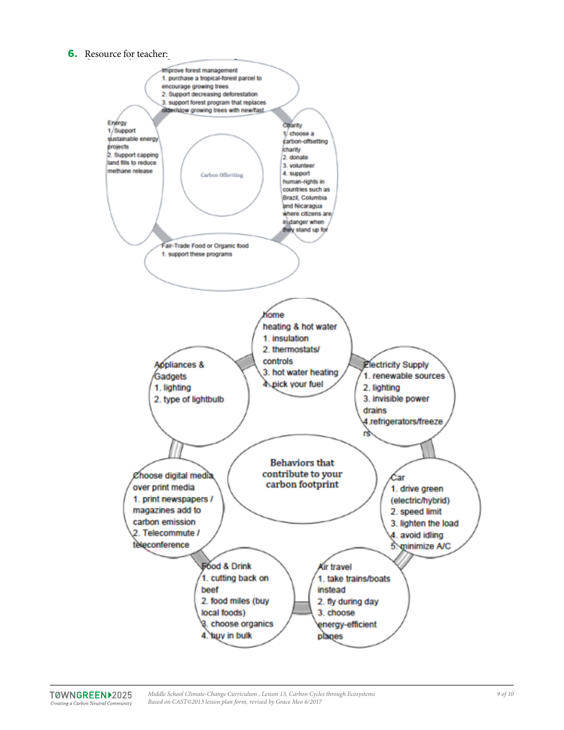6. Resource for teacher:

**Carbon Offsetting**

Improve forest management
1. purchase a tropical-forest parcel to encourage growing trees
2. Support decreasing deforestation
3. support forest program that replaces older/slow growing trees with new/fast

Charity
1. choose a carbon-offsetting charity
2. donate
3. volunteer
4. support human-rights in countries such as Brazil, Columbia and Nicaragua where citizens are in danger when they stand up for

Fair-Trade Food or Organic food
1. support these programs

Energy
1. Support sustainable energy projects
2. Support capping land fills to reduce methane release

**Behaviors that contribute to your carbon footprint**

Home
heating & hot water
1. insulation
2. thermostats/ controls
3. hot water heating
4. pick your fuel

Electricity Supply
1. renewable sources
2. lighting
3. invisible power drains
4. refrigerators/freezers

Car
1. drive green (electric/hybrid)
2. speed limit
3. lighten the load
4. avoid idling
5. minimize A/C

Air travel
1. take trains/boats instead
2. fly during day
3. choose energy-efficient planes

Food & Drink
1. cutting back on beef
2. food miles (buy local foods)
3. choose organics
4. buy in bulk

Choose digital media over print media
1. print newspapers / magazines add to carbon emission
2. Telecommute / teleconference

Appliances & Gadgets
1. lighting
2. type of lightbulb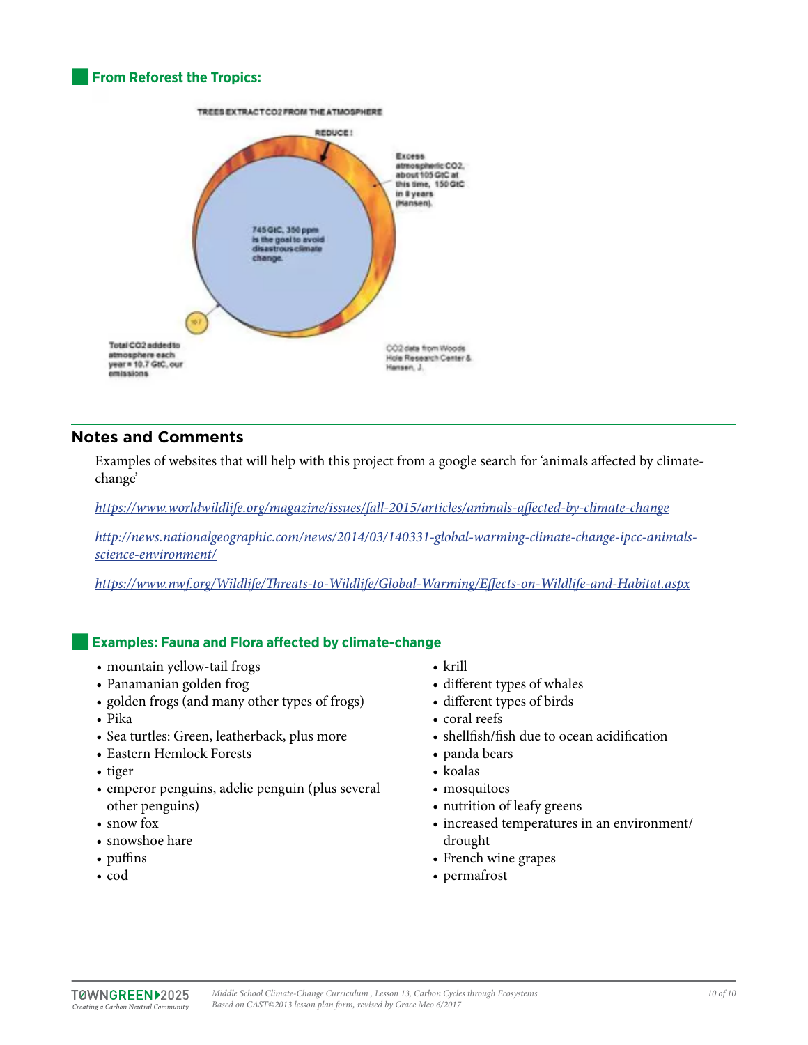## From Reforest the Tropics:

TREES EXTRACT CO2 FROM THE ATMOSPHERE

REDUCE !

Excess atmospheric CO2, about 105 GtC at this time, 150 GtC in 8 years (Hansen).

745 GtC, 350 ppm is the goal to avoid disastrous climate change.

10.7

Total CO2 added to atmosphere each year = 10.7 GtC, our emissions

CO2 data from Woods Hole Research Center & Hansen, J.

## Notes and Comments

Examples of websites that will help with this project from a google search for 'animals affected by climate-change'

*https://www.worldwildlife.org/magazine/issues/fall-2015/articles/animals-affected-by-climate-change*

*http://news.nationalgeographic.com/news/2014/03/140331-global-warming-climate-change-ipcc-animals-science-environment/*

*https://www.nwf.org/Wildlife/Threats-to-Wildlife/Global-Warming/Effects-on-Wildlife-and-Habitat.aspx*

## Examples: Fauna and Flora affected by climate-change

- mountain yellow-tail frogs
- Panamanian golden frog
- golden frogs (and many other types of frogs)
- Pika
- Sea turtles: Green, leatherback, plus more
- Eastern Hemlock Forests
- tiger
- emperor penguins, adelie penguin (plus several other penguins)
- snow fox
- snowshoe hare
- puffins
- cod
- krill
- different types of whales
- different types of birds
- coral reefs
- shellfish/fish due to ocean acidification
- panda bears
- koalas
- mosquitoes
- nutrition of leafy greens
- increased temperatures in an environment/drought
- French wine grapes
- permafrost